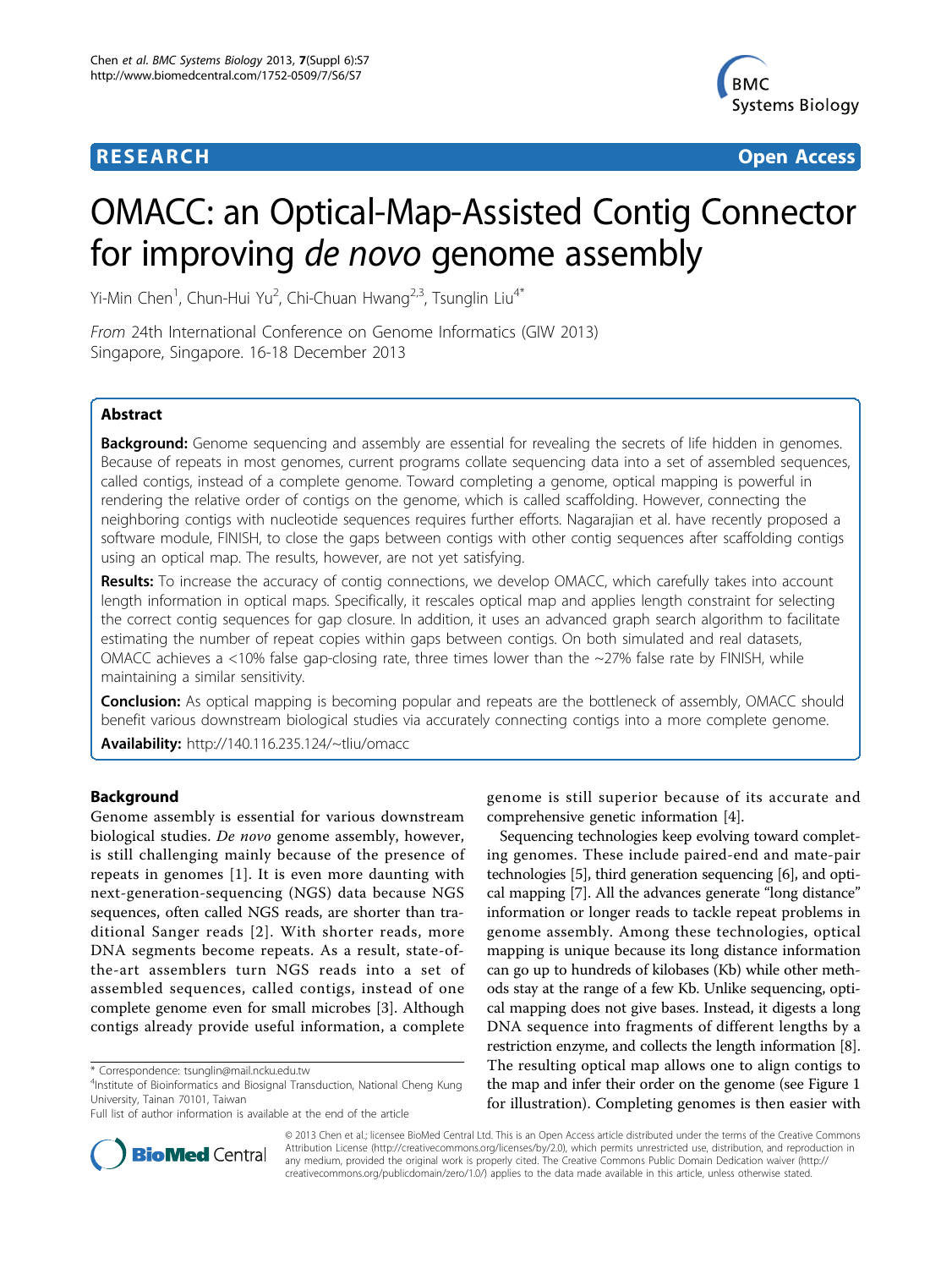# OMACC: an Optical-Map-Assisted Contig Connector for improving *de novo* genome assembly

Yi-Min Chen[1], Chun-Hui Yu[2], Chi-Chuan Hwang[2,3], Tsunglin Liu[4*]

*From* 24th International Conference on Genome Informatics (GIW 2013)
Singapore, Singapore. 16-18 December 2013

## Abstract

**Background:** Genome sequencing and assembly are essential for revealing the secrets of life hidden in genomes. Because of repeats in most genomes, current programs collate sequencing data into a set of assembled sequences, called contigs, instead of a complete genome. Toward completing a genome, optical mapping is powerful in rendering the relative order of contigs on the genome, which is called scaffolding. However, connecting the neighboring contigs with nucleotide sequences requires further efforts. Nagarajian et al. have recently proposed a software module, FINISH, to close the gaps between contigs with other contig sequences after scaffolding contigs using an optical map. The results, however, are not yet satisfying.

**Results:** To increase the accuracy of contig connections, we develop OMACC, which carefully takes into account length information in optical maps. Specifically, it rescales optical map and applies length constraint for selecting the correct contig sequences for gap closure. In addition, it uses an advanced graph search algorithm to facilitate estimating the number of repeat copies within gaps between contigs. On both simulated and real datasets, OMACC achieves a <10% false gap-closing rate, three times lower than the ~27% false rate by FINISH, while maintaining a similar sensitivity.

**Conclusion:** As optical mapping is becoming popular and repeats are the bottleneck of assembly, OMACC should benefit various downstream biological studies via accurately connecting contigs into a more complete genome.

**Availability:** http://140.116.235.124/~tliu/omacc

## Background

Genome assembly is essential for various downstream biological studies. *De novo* genome assembly, however, is still challenging mainly because of the presence of repeats in genomes [1]. It is even more daunting with next-generation-sequencing (NGS) data because NGS sequences, often called NGS reads, are shorter than traditional Sanger reads [2]. With shorter reads, more DNA segments become repeats. As a result, state-of-the-art assemblers turn NGS reads into a set of assembled sequences, called contigs, instead of one complete genome even for small microbes [3]. Although contigs already provide useful information, a complete genome is still superior because of its accurate and comprehensive genetic information [4].

Sequencing technologies keep evolving toward completing genomes. These include paired-end and mate-pair technologies [5], third generation sequencing [6], and optical mapping [7]. All the advances generate "long distance" information or longer reads to tackle repeat problems in genome assembly. Among these technologies, optical mapping is unique because its long distance information can go up to hundreds of kilobases (Kb) while other methods stay at the range of a few Kb. Unlike sequencing, optical mapping does not give bases. Instead, it digests a long DNA sequence into fragments of different lengths by a restriction enzyme, and collects the length information [8]. The resulting optical map allows one to align contigs to the map and infer their order on the genome (see Figure 1 for illustration). Completing genomes is then easier with

\* Correspondence: tsunglin@mail.ncku.edu.tw
[4]Institute of Bioinformatics and Biosignal Transduction, National Cheng Kung University, Tainan 70101, Taiwan
Full list of author information is available at the end of the article

© 2013 Chen et al.; licensee BioMed Central Ltd. This is an Open Access article distributed under the terms of the Creative Commons Attribution License (http://creativecommons.org/licenses/by/2.0), which permits unrestricted use, distribution, and reproduction in any medium, provided the original work is properly cited. The Creative Commons Public Domain Dedication waiver (http://creativecommons.org/publicdomain/zero/1.0/) applies to the data made available in this article, unless otherwise stated.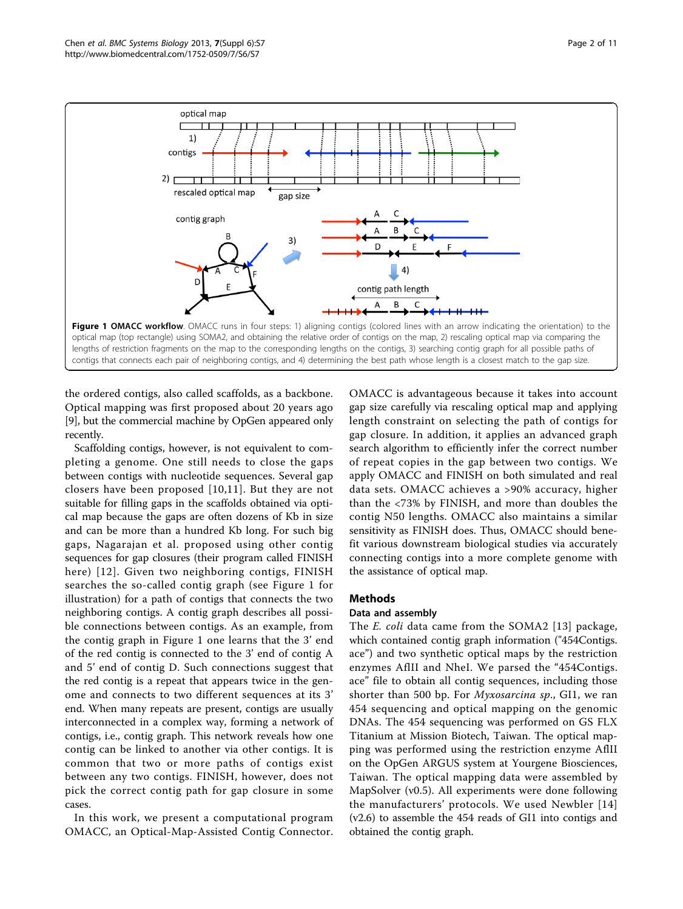**Figure 1 OMACC workflow**. OMACC runs in four steps: 1) aligning contigs (colored lines with an arrow indicating the orientation) to the optical map (top rectangle) using SOMA2, and obtaining the relative order of contigs on the map, 2) rescaling optical map via comparing the lengths of restriction fragments on the map to the corresponding lengths on the contigs, 3) searching contig graph for all possible paths of contigs that connects each pair of neighboring contigs, and 4) determining the best path whose length is a closest match to the gap size.

the ordered contigs, also called scaffolds, as a backbone. Optical mapping was first proposed about 20 years ago [9], but the commercial machine by OpGen appeared only recently.

Scaffolding contigs, however, is not equivalent to completing a genome. One still needs to close the gaps between contigs with nucleotide sequences. Several gap closers have been proposed [10,11]. But they are not suitable for filling gaps in the scaffolds obtained via optical map because the gaps are often dozens of Kb in size and can be more than a hundred Kb long. For such big gaps, Nagarajan et al. proposed using other contig sequences for gap closures (their program called FINISH here) [12]. Given two neighboring contigs, FINISH searches the so-called contig graph (see Figure 1 for illustration) for a path of contigs that connects the two neighboring contigs. A contig graph describes all possible connections between contigs. As an example, from the contig graph in Figure 1 one learns that the 3' end of the red contig is connected to the 3' end of contig A and 5' end of contig D. Such connections suggest that the red contig is a repeat that appears twice in the genome and connects to two different sequences at its 3' end. When many repeats are present, contigs are usually interconnected in a complex way, forming a network of contigs, i.e., contig graph. This network reveals how one contig can be linked to another via other contigs. It is common that two or more paths of contigs exist between any two contigs. FINISH, however, does not pick the correct contig path for gap closure in some cases.

In this work, we present a computational program OMACC, an Optical-Map-Assisted Contig Connector. OMACC is advantageous because it takes into account gap size carefully via rescaling optical map and applying length constraint on selecting the path of contigs for gap closure. In addition, it applies an advanced graph search algorithm to efficiently infer the correct number of repeat copies in the gap between two contigs. We apply OMACC and FINISH on both simulated and real data sets. OMACC achieves a >90% accuracy, higher than the <73% by FINISH, and more than doubles the contig N50 lengths. OMACC also maintains a similar sensitivity as FINISH does. Thus, OMACC should benefit various downstream biological studies via accurately connecting contigs into a more complete genome with the assistance of optical map.

## Methods

### Data and assembly

The *E. coli* data came from the SOMA2 [13] package, which contained contig graph information ("454Contigs.ace") and two synthetic optical maps by the restriction enzymes AflII and NheI. We parsed the "454Contigs.ace" file to obtain all contig sequences, including those shorter than 500 bp. For *Myxosarcina sp.*, GI1, we ran 454 sequencing and optical mapping on the genomic DNAs. The 454 sequencing was performed on GS FLX Titanium at Mission Biotech, Taiwan. The optical mapping was performed using the restriction enzyme AflII on the OpGen ARGUS system at Yourgene Biosciences, Taiwan. The optical mapping data were assembled by MapSolver (v0.5). All experiments were done following the manufacturers' protocols. We used Newbler [14] (v2.6) to assemble the 454 reads of GI1 into contigs and obtained the contig graph.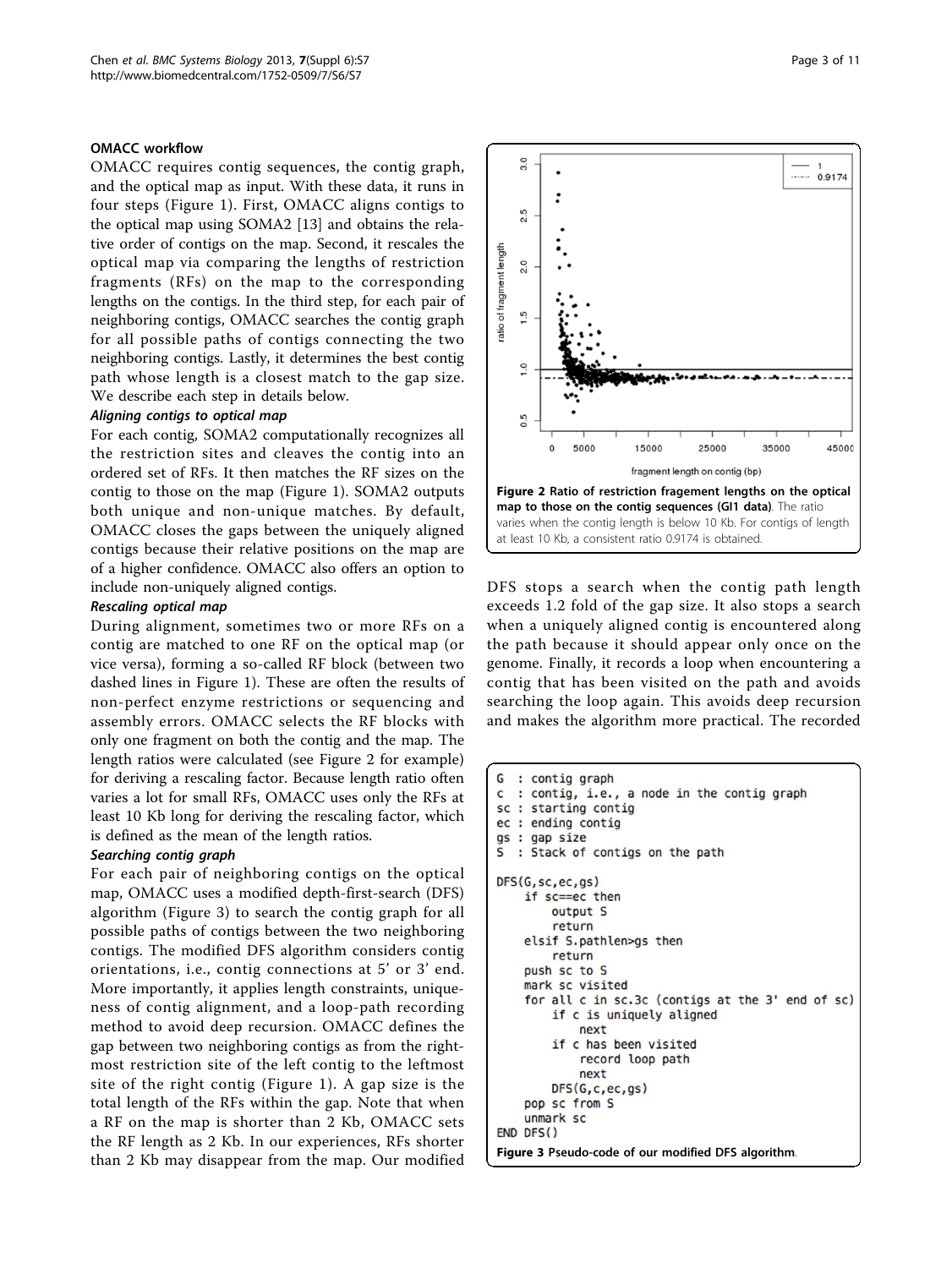### OMACC workflow

OMACC requires contig sequences, the contig graph, and the optical map as input. With these data, it runs in four steps (Figure 1). First, OMACC aligns contigs to the optical map using SOMA2 [13] and obtains the relative order of contigs on the map. Second, it rescales the optical map via comparing the lengths of restriction fragments (RFs) on the map to the corresponding lengths on the contigs. In the third step, for each pair of neighboring contigs, OMACC searches the contig graph for all possible paths of contigs connecting the two neighboring contigs. Lastly, it determines the best contig path whose length is a closest match to the gap size. We describe each step in details below.

#### *Aligning contigs to optical map*

For each contig, SOMA2 computationally recognizes all the restriction sites and cleaves the contig into an ordered set of RFs. It then matches the RF sizes on the contig to those on the map (Figure 1). SOMA2 outputs both unique and non-unique matches. By default, OMACC closes the gaps between the uniquely aligned contigs because their relative positions on the map are of a higher confidence. OMACC also offers an option to include non-uniquely aligned contigs.

#### *Rescaling optical map*

During alignment, sometimes two or more RFs on a contig are matched to one RF on the optical map (or vice versa), forming a so-called RF block (between two dashed lines in Figure 1). These are often the results of non-perfect enzyme restrictions or sequencing and assembly errors. OMACC selects the RF blocks with only one fragment on both the contig and the map. The length ratios were calculated (see Figure 2 for example) for deriving a rescaling factor. Because length ratio often varies a lot for small RFs, OMACC uses only the RFs at least 10 Kb long for deriving the rescaling factor, which is defined as the mean of the length ratios.

#### *Searching contig graph*

For each pair of neighboring contigs on the optical map, OMACC uses a modified depth-first-search (DFS) algorithm (Figure 3) to search the contig graph for all possible paths of contigs between the two neighboring contigs. The modified DFS algorithm considers contig orientations, i.e., contig connections at 5' or 3' end. More importantly, it applies length constraints, uniqueness of contig alignment, and a loop-path recording method to avoid deep recursion. OMACC defines the gap between two neighboring contigs as from the rightmost restriction site of the left contig to the leftmost site of the right contig (Figure 1). A gap size is the total length of the RFs within the gap. Note that when a RF on the map is shorter than 2 Kb, OMACC sets the RF length as 2 Kb. In our experiences, RFs shorter than 2 Kb may disappear from the map. Our modified DFS stops a search when the contig path length exceeds 1.2 fold of the gap size. It also stops a search when a uniquely aligned contig is encountered along the path because it should appear only once on the genome. Finally, it records a loop when encountering a contig that has been visited on the path and avoids searching the loop again. This avoids deep recursion and makes the algorithm more practical. The recorded

**Figure 2 Ratio of restriction fragement lengths on the optical map to those on the contig sequences (GI1 data)**. The ratio varies when the contig length is below 10 Kb. For contigs of length at least 10 Kb, a consistent ratio 0.9174 is obtained.

```
G  : contig graph
c  : contig, i.e., a node in the contig graph
sc : starting contig
ec : ending contig
gs : gap size
S  : Stack of contigs on the path

DFS(G,sc,ec,gs)
    if sc==ec then
        output S
        return
    elsif S.pathlen>gs then
        return
    push sc to S
    mark sc visited
    for all c in sc.3c (contigs at the 3' end of sc)
        if c is uniquely aligned
            next
        if c has been visited
            record loop path
            next
        DFS(G,c,ec,gs)
    pop sc from S
    unmark sc
END DFS()
```

**Figure 3 Pseudo-code of our modified DFS algorithm**.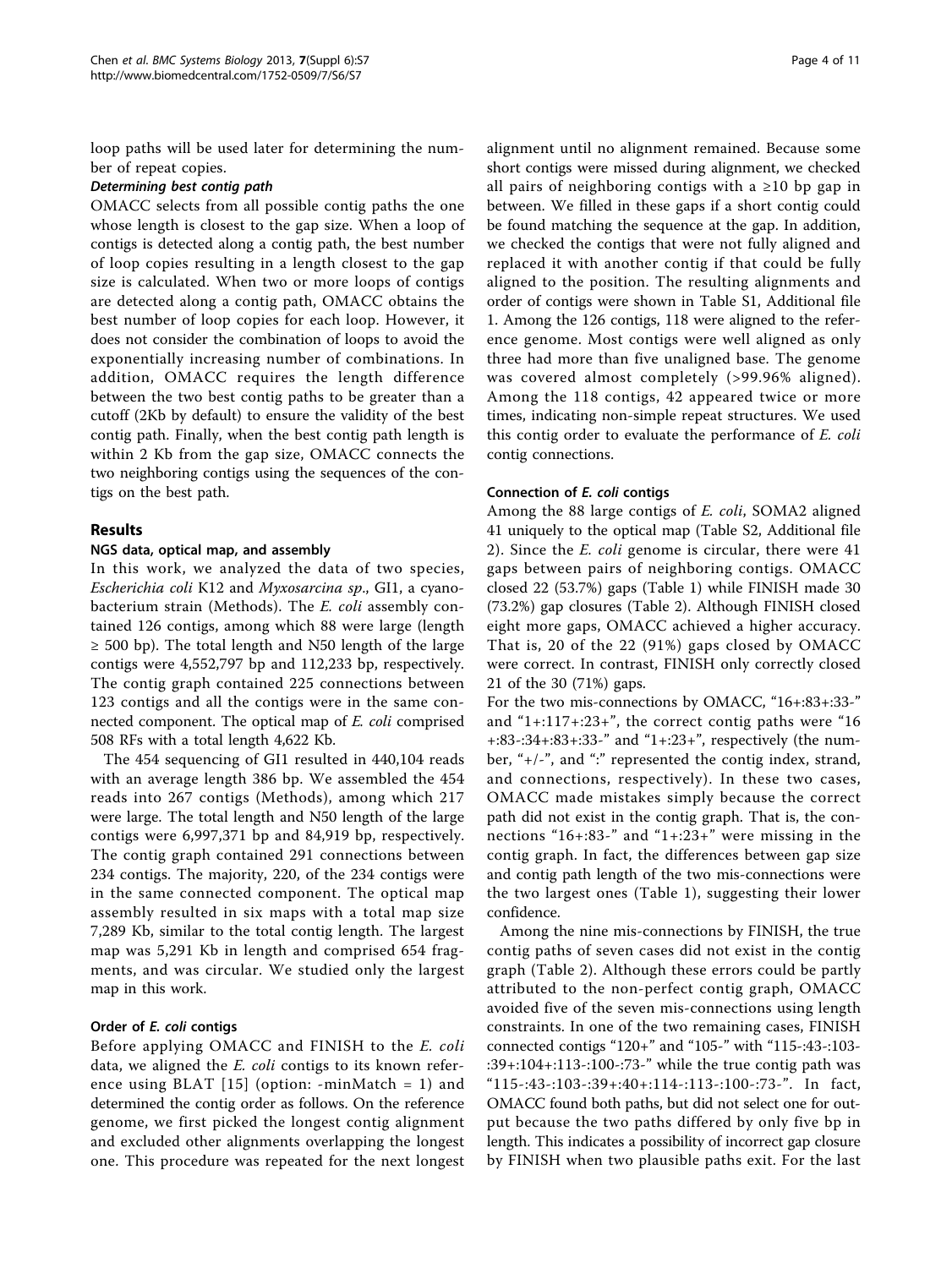loop paths will be used later for determining the number of repeat copies.

#### *Determining best contig path*

OMACC selects from all possible contig paths the one whose length is closest to the gap size. When a loop of contigs is detected along a contig path, the best number of loop copies resulting in a length closest to the gap size is calculated. When two or more loops of contigs are detected along a contig path, OMACC obtains the best number of loop copies for each loop. However, it does not consider the combination of loops to avoid the exponentially increasing number of combinations. In addition, OMACC requires the length difference between the two best contig paths to be greater than a cutoff (2Kb by default) to ensure the validity of the best contig path. Finally, when the best contig path length is within 2 Kb from the gap size, OMACC connects the two neighboring contigs using the sequences of the contigs on the best path.

## Results

### NGS data, optical map, and assembly

In this work, we analyzed the data of two species, *Escherichia coli* K12 and *Myxosarcina sp.*, GI1, a cyanobacterium strain (Methods). The *E. coli* assembly contained 126 contigs, among which 88 were large (length ≥ 500 bp). The total length and N50 length of the large contigs were 4,552,797 bp and 112,233 bp, respectively. The contig graph contained 225 connections between 123 contigs and all the contigs were in the same connected component. The optical map of *E. coli* comprised 508 RFs with a total length 4,622 Kb.

The 454 sequencing of GI1 resulted in 440,104 reads with an average length 386 bp. We assembled the 454 reads into 267 contigs (Methods), among which 217 were large. The total length and N50 length of the large contigs were 6,997,371 bp and 84,919 bp, respectively. The contig graph contained 291 connections between 234 contigs. The majority, 220, of the 234 contigs were in the same connected component. The optical map assembly resulted in six maps with a total map size 7,289 Kb, similar to the total contig length. The largest map was 5,291 Kb in length and comprised 654 fragments, and was circular. We studied only the largest map in this work.

### Order of *E. coli* contigs

Before applying OMACC and FINISH to the *E. coli* data, we aligned the *E. coli* contigs to its known reference using BLAT [15] (option: -minMatch = 1) and determined the contig order as follows. On the reference genome, we first picked the longest contig alignment and excluded other alignments overlapping the longest one. This procedure was repeated for the next longest alignment until no alignment remained. Because some short contigs were missed during alignment, we checked all pairs of neighboring contigs with a ≥10 bp gap in between. We filled in these gaps if a short contig could be found matching the sequence at the gap. In addition, we checked the contigs that were not fully aligned and replaced it with another contig if that could be fully aligned to the position. The resulting alignments and order of contigs were shown in Table S1, Additional file 1. Among the 126 contigs, 118 were aligned to the reference genome. Most contigs were well aligned as only three had more than five unaligned base. The genome was covered almost completely (>99.96% aligned). Among the 118 contigs, 42 appeared twice or more times, indicating non-simple repeat structures. We used this contig order to evaluate the performance of *E. coli* contig connections.

### Connection of *E. coli* contigs

Among the 88 large contigs of *E. coli*, SOMA2 aligned 41 uniquely to the optical map (Table S2, Additional file 2). Since the *E. coli* genome is circular, there were 41 gaps between pairs of neighboring contigs. OMACC closed 22 (53.7%) gaps (Table 1) while FINISH made 30 (73.2%) gap closures (Table 2). Although FINISH closed eight more gaps, OMACC achieved a higher accuracy. That is, 20 of the 22 (91%) gaps closed by OMACC were correct. In contrast, FINISH only correctly closed 21 of the 30 (71%) gaps.

For the two mis-connections by OMACC, "16+:83+:33-" and "1+:117+:23+", the correct contig paths were "16+:83-:34+:83+:33-" and "1+:23+", respectively (the number, "+/-", and ":" represented the contig index, strand, and connections, respectively). In these two cases, OMACC made mistakes simply because the correct path did not exist in the contig graph. That is, the connections "16+:83-" and "1+:23+" were missing in the contig graph. In fact, the differences between gap size and contig path length of the two mis-connections were the two largest ones (Table 1), suggesting their lower confidence.

Among the nine mis-connections by FINISH, the true contig paths of seven cases did not exist in the contig graph (Table 2). Although these errors could be partly attributed to the non-perfect contig graph, OMACC avoided five of the seven mis-connections using length constraints. In one of the two remaining cases, FINISH connected contigs "120+" and "105-" with "115-:43-:103-:39+:104+:113-:100-:73-" while the true contig path was "115-:43-:103-:39+:40+:114-:113-:100-:73-". In fact, OMACC found both paths, but did not select one for output because the two paths differed by only five bp in length. This indicates a possibility of incorrect gap closure by FINISH when two plausible paths exit. For the last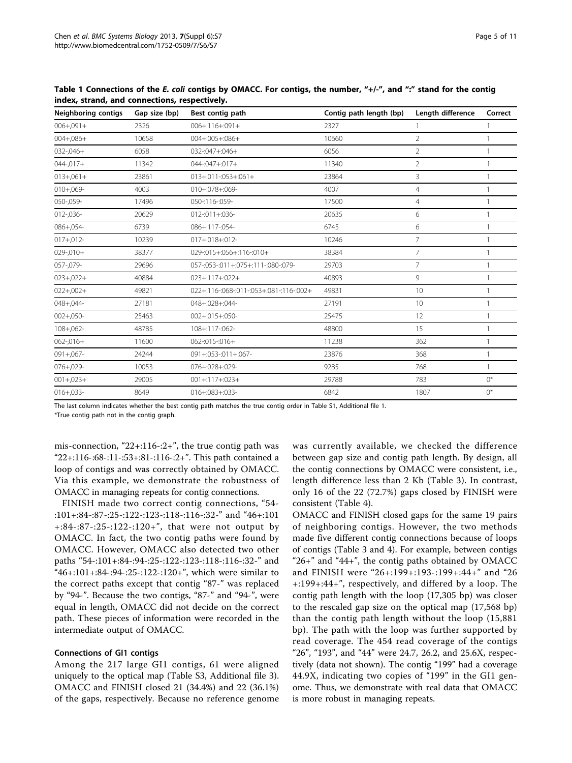**Table 1 Connections of the *E. coli* contigs by OMACC. For contigs, the number, "+/-", and ":" stand for the contig index, strand, and connections, respectively.**

| Neighboring contigs | Gap size (bp) | Best contig path | Contig path length (bp) | Length difference | Correct |
|---|---|---|---|---|---|
| 006+,091+ | 2326 | 006+:116+:091+ | 2327 | 1 | 1 |
| 004+,086+ | 10658 | 004+:005+:086+ | 10660 | 2 | 1 |
| 032-,046+ | 6058 | 032-:047+:046+ | 6056 | 2 | 1 |
| 044-,017+ | 11342 | 044-:047+:017+ | 11340 | 2 | 1 |
| 013+,061+ | 23861 | 013+:011-:053+:061+ | 23864 | 3 | 1 |
| 010+,069- | 4003 | 010+:078+:069- | 4007 | 4 | 1 |
| 050-,059- | 17496 | 050-:116-:059- | 17500 | 4 | 1 |
| 012-,036- | 20629 | 012-:011+:036- | 20635 | 6 | 1 |
| 086+,054- | 6739 | 086+:117-:054- | 6745 | 6 | 1 |
| 017+,012- | 10239 | 017+:018+:012- | 10246 | 7 | 1 |
| 029-,010+ | 38377 | 029-:015+:056+:116-:010+ | 38384 | 7 | 1 |
| 057-,079- | 29696 | 057-:053-:011+:075+:111-:080-:079- | 29703 | 7 | 1 |
| 023+,022+ | 40884 | 023+:117+:022+ | 40893 | 9 | 1 |
| 022+,002+ | 49821 | 022+:116-:068-:011-:053+:081-:116-:002+ | 49831 | 10 | 1 |
| 048+,044- | 27181 | 048+:028+:044- | 27191 | 10 | 1 |
| 002+,050- | 25463 | 002+:015+:050- | 25475 | 12 | 1 |
| 108+,062- | 48785 | 108+:117-:062- | 48800 | 15 | 1 |
| 062-,016+ | 11600 | 062-:015-:016+ | 11238 | 362 | 1 |
| 091+,067- | 24244 | 091+:053-:011+:067- | 23876 | 368 | 1 |
| 076+,029- | 10053 | 076+:028+:029- | 9285 | 768 | 1 |
| 001+,023+ | 29005 | 001+:117+:023+ | 29788 | 783 | 0* |
| 016+,033- | 8649 | 016+:083+:033- | 6842 | 1807 | 0* |

The last column indicates whether the best contig path matches the true contig order in Table S1, Additional file 1.

*True contig path not in the contig graph.

mis-connection, "22+:116-:2+", the true contig path was "22+:116-:68-:11-:53+:81-:116-:2+". This path contained a loop of contigs and was correctly obtained by OMACC. Via this example, we demonstrate the robustness of OMACC in managing repeats for contig connections.

FINISH made two correct contig connections, "54-:101+:84-:87-:25-:122-:123-:118-:116-:32-" and "46+:101+:84-:87-:25-:122-:120+", that were not output by OMACC. In fact, the two contig paths were found by OMACC. However, OMACC also detected two other paths "54-:101+:84-:94-:25-:122-:123-:118-:116-:32-" and "46+:101+:84-:94-:25-:122-:120+", which were similar to the correct paths except that contig "87-" was replaced by "94-". Because the two contigs, "87-" and "94-", were equal in length, OMACC did not decide on the correct path. These pieces of information were recorded in the intermediate output of OMACC.

### Connections of GI1 contigs

Among the 217 large GI1 contigs, 61 were aligned uniquely to the optical map (Table S3, Additional file 3). OMACC and FINISH closed 21 (34.4%) and 22 (36.1%) of the gaps, respectively. Because no reference genome was currently available, we checked the difference between gap size and contig path length. By design, all the contig connections by OMACC were consistent, i.e., length difference less than 2 Kb (Table 3). In contrast, only 16 of the 22 (72.7%) gaps closed by FINISH were consistent (Table 4).

OMACC and FINISH closed gaps for the same 19 pairs of neighboring contigs. However, the two methods made five different contig connections because of loops of contigs (Table 3 and 4). For example, between contigs "26+" and "44+", the contig paths obtained by OMACC and FINISH were "26+:199+:193-:199+:44+" and "26+:199+:44+", respectively, and differed by a loop. The contig path length with the loop (17,305 bp) was closer to the rescaled gap size on the optical map (17,568 bp) than the contig path length without the loop (15,881 bp). The path with the loop was further supported by read coverage. The 454 read coverage of the contigs "26", "193", and "44" were 24.7, 26.2, and 25.6X, respectively (data not shown). The contig "199" had a coverage 44.9X, indicating two copies of "199" in the GI1 genome. Thus, we demonstrate with real data that OMACC is more robust in managing repeats.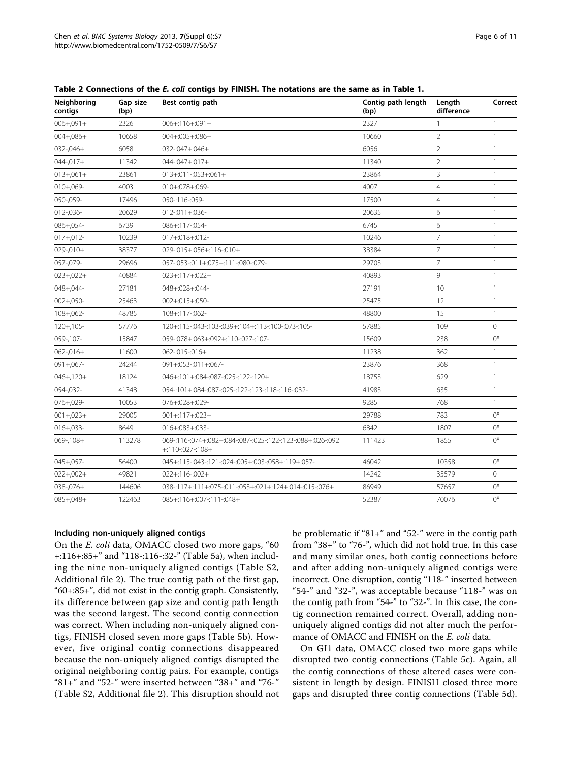**Table 2 Connections of the *E. coli* contigs by FINISH. The notations are the same as in Table 1.**

| Neighboring contigs | Gap size (bp) | Best contig path | Contig path length (bp) | Length difference | Correct |
|---|---|---|---|---|---|
| 006+,091+ | 2326 | 006+:116+:091+ | 2327 | 1 | 1 |
| 004+,086+ | 10658 | 004+:005+:086+ | 10660 | 2 | 1 |
| 032-,046+ | 6058 | 032-:047+:046+ | 6056 | 2 | 1 |
| 044-,017+ | 11342 | 044-:047+:017+ | 11340 | 2 | 1 |
| 013+,061+ | 23861 | 013+:011-:053+:061+ | 23864 | 3 | 1 |
| 010+,069- | 4003 | 010+:078+:069- | 4007 | 4 | 1 |
| 050-,059- | 17496 | 050-:116-:059- | 17500 | 4 | 1 |
| 012-,036- | 20629 | 012-:011+:036- | 20635 | 6 | 1 |
| 086+,054- | 6739 | 086+:117-:054- | 6745 | 6 | 1 |
| 017+,012- | 10239 | 017+:018+:012- | 10246 | 7 | 1 |
| 029-,010+ | 38377 | 029-:015+:056+:116-:010+ | 38384 | 7 | 1 |
| 057-,079- | 29696 | 057-:053-:011+:075+:111-:080-:079- | 29703 | 7 | 1 |
| 023+,022+ | 40884 | 023+:117+:022+ | 40893 | 9 | 1 |
| 048+,044- | 27181 | 048+:028+:044- | 27191 | 10 | 1 |
| 002+,050- | 25463 | 002+:015+:050- | 25475 | 12 | 1 |
| 108+,062- | 48785 | 108+:117-:062- | 48800 | 15 | 1 |
| 120+,105- | 57776 | 120+:115-:043-:103-:039+:104+:113-:100-:073-:105- | 57885 | 109 | 0 |
| 059-,107- | 15847 | 059-:078+:063+:092+:110-:027-:107- | 15609 | 238 | 0* |
| 062-,016+ | 11600 | 062-:015-:016+ | 11238 | 362 | 1 |
| 091+,067- | 24244 | 091+:053-:011+:067- | 23876 | 368 | 1 |
| 046+,120+ | 18124 | 046+:101+:084-:087-:025-:122-:120+ | 18753 | 629 | 1 |
| 054-,032- | 41348 | 054-:101+:084-:087-:025-:122-:123-:118-:116-:032- | 41983 | 635 | 1 |
| 076+,029- | 10053 | 076+:028+:029- | 9285 | 768 | 1 |
| 001+,023+ | 29005 | 001+:117+:023+ | 29788 | 783 | 0* |
| 016+,033- | 8649 | 016+:083+:033- | 6842 | 1807 | 0* |
| 069-,108+ | 113278 | 069-:116-:074+:082+:084-:087-:025-:122-:123-:088+:026-:092+:110-:027-:108+ | 111423 | 1855 | 0* |
| 045+,057- | 56400 | 045+:115-:043-:121-:024-:005+:003-:058+:119+:057- | 46042 | 10358 | 0* |
| 022+,002+ | 49821 | 022+:116-:002+ | 14242 | 35579 | 0 |
| 038-,076+ | 144606 | 038-:117+:111+:075-:011-:053+:021+:124+:014-:015-:076+ | 86949 | 57657 | 0* |
| 085+,048+ | 122463 | 085+:116+:007-:111-:048+ | 52387 | 70076 | 0* |

#### Including non-uniquely aligned contigs

On the *E. coli* data, OMACC closed two more gaps, "60+:116+:85+" and "118-:116-:32-" (Table 5a), when including the nine non-uniquely aligned contigs (Table S2, Additional file 2). The true contig path of the first gap, "60+:85+", did not exist in the contig graph. Consistently, its difference between gap size and contig path length was the second largest. The second contig connection was correct. When including non-uniquely aligned contigs, FINISH closed seven more gaps (Table 5b). However, five original contig connections disappeared because the non-uniquely aligned contigs disrupted the original neighboring contig pairs. For example, contigs "81+" and "52-" were inserted between "38+" and "76-" (Table S2, Additional file 2). This disruption should not be problematic if "81+" and "52-" were in the contig path from "38+" to "76-", which did not hold true. In this case and many similar ones, both contig connections before and after adding non-uniquely aligned contigs were incorrect. One disruption, contig "118-" inserted between "54-" and "32-", was acceptable because "118-" was on the contig path from "54-" to "32-". In this case, the contig connection remained correct. Overall, adding non-uniquely aligned contigs did not alter much the performance of OMACC and FINISH on the *E. coli* data.

On GI1 data, OMACC closed two more gaps while disrupted two contig connections (Table 5c). Again, all the contig connections of these altered cases were consistent in length by design. FINISH closed three more gaps and disrupted three contig connections (Table 5d).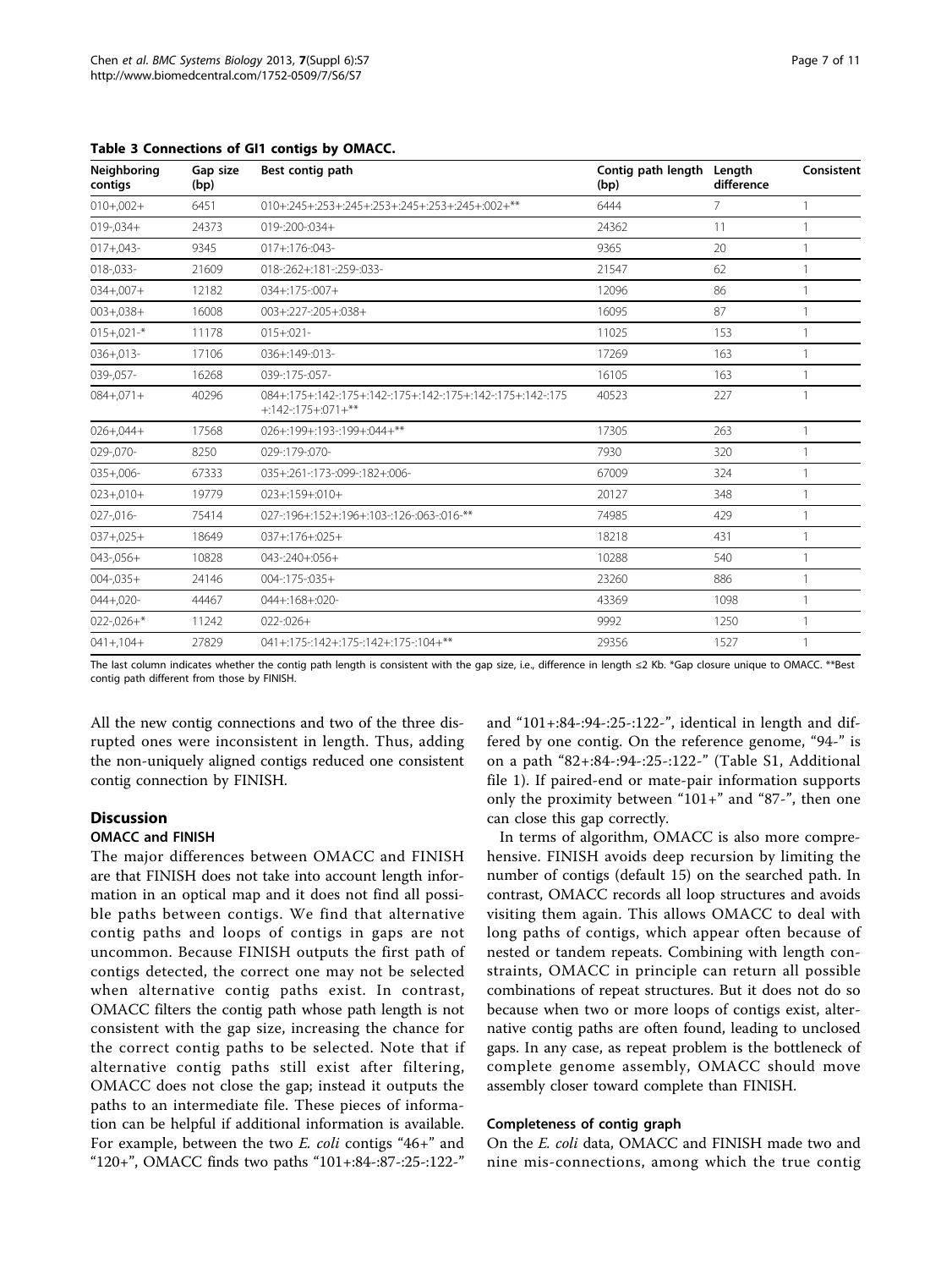**Table 3 Connections of GI1 contigs by OMACC.**

| Neighboring contigs | Gap size (bp) | Best contig path | Contig path length (bp) | Length difference | Consistent |
|---|---|---|---|---|---|
| 010+,002+ | 6451 | 010+:245+:253+:245+:253+:245+:253+:245+:002+** | 6444 | 7 | 1 |
| 019-,034+ | 24373 | 019-:200-:034+ | 24362 | 11 | 1 |
| 017+,043- | 9345 | 017+:176-:043- | 9365 | 20 | 1 |
| 018-,033- | 21609 | 018-:262+:181-:259-:033- | 21547 | 62 | 1 |
| 034+,007+ | 12182 | 034+:175-:007+ | 12096 | 86 | 1 |
| 003+,038+ | 16008 | 003+:227-:205+:038+ | 16095 | 87 | 1 |
| 015+,021-* | 11178 | 015+:021- | 11025 | 153 | 1 |
| 036+,013- | 17106 | 036+:149-:013- | 17269 | 163 | 1 |
| 039-,057- | 16268 | 039-:175-:057- | 16105 | 163 | 1 |
| 084+,071+ | 40296 | 084+:175+:142-:175+:142-:175+:142-:175+:142-:175+:142-:175+:142-:175+:071+** | 40523 | 227 | 1 |
| 026+,044+ | 17568 | 026+:199+:193-:199+:044+** | 17305 | 263 | 1 |
| 029-,070- | 8250 | 029-:179-:070- | 7930 | 320 | 1 |
| 035+,006- | 67333 | 035+:261-:173-:099-:182+:006- | 67009 | 324 | 1 |
| 023+,010+ | 19779 | 023+:159+:010+ | 20127 | 348 | 1 |
| 027-,016- | 75414 | 027-:196+:152+:196+:103-:126-:063-:016-** | 74985 | 429 | 1 |
| 037+,025+ | 18649 | 037+:176+:025+ | 18218 | 431 | 1 |
| 043-,056+ | 10828 | 043-:240+:056+ | 10288 | 540 | 1 |
| 004-,035+ | 24146 | 004-:175-:035+ | 23260 | 886 | 1 |
| 044+,020- | 44467 | 044+:168+:020- | 43369 | 1098 | 1 |
| 022-,026+* | 11242 | 022-:026+ | 9992 | 1250 | 1 |
| 041+,104+ | 27829 | 041+:175-:142+:175-:142+:175-:104+** | 29356 | 1527 | 1 |

The last column indicates whether the contig path length is consistent with the gap size, i.e., difference in length ≤2 Kb. *Gap closure unique to OMACC. **Best contig path different from those by FINISH.

All the new contig connections and two of the three disrupted ones were inconsistent in length. Thus, adding the non-uniquely aligned contigs reduced one consistent contig connection by FINISH.

## Discussion

### OMACC and FINISH

The major differences between OMACC and FINISH are that FINISH does not take into account length information in an optical map and it does not find all possible paths between contigs. We find that alternative contig paths and loops of contigs in gaps are not uncommon. Because FINISH outputs the first path of contigs detected, the correct one may not be selected when alternative contig paths exist. In contrast, OMACC filters the contig path whose path length is not consistent with the gap size, increasing the chance for the correct contig paths to be selected. Note that if alternative contig paths still exist after filtering, OMACC does not close the gap; instead it outputs the paths to an intermediate file. These pieces of information can be helpful if additional information is available. For example, between the two *E. coli* contigs "46+" and "120+", OMACC finds two paths "101+:84-:87-:25-:122-" and "101+:84-:94-:25-:122-", identical in length and differed by one contig. On the reference genome, "94-" is on a path "82+:84-:94-:25-:122-" (Table S1, Additional file 1). If paired-end or mate-pair information supports only the proximity between "101+" and "87-", then one can close this gap correctly.

In terms of algorithm, OMACC is also more comprehensive. FINISH avoids deep recursion by limiting the number of contigs (default 15) on the searched path. In contrast, OMACC records all loop structures and avoids visiting them again. This allows OMACC to deal with long paths of contigs, which appear often because of nested or tandem repeats. Combining with length constraints, OMACC in principle can return all possible combinations of repeat structures. But it does not do so because when two or more loops of contigs exist, alternative contig paths are often found, leading to unclosed gaps. In any case, as repeat problem is the bottleneck of complete genome assembly, OMACC should move assembly closer toward complete than FINISH.

### Completeness of contig graph

On the *E. coli* data, OMACC and FINISH made two and nine mis-connections, among which the true contig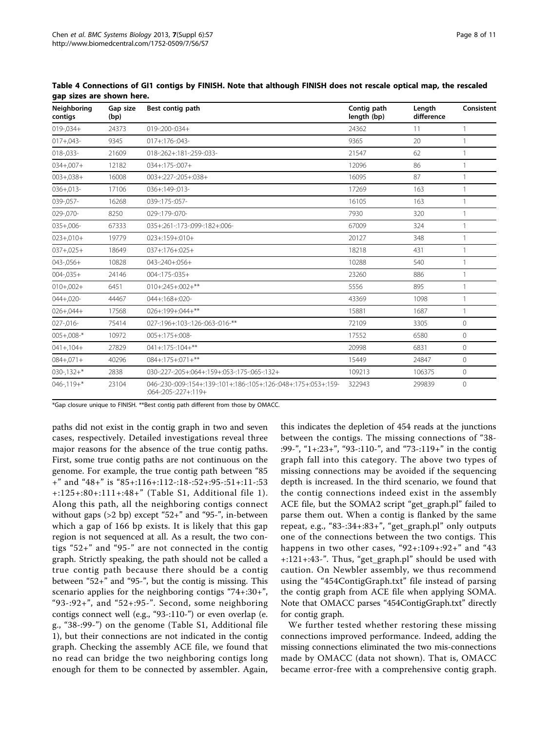**Table 4 Connections of GI1 contigs by FINISH. Note that although FINISH does not rescale optical map, the rescaled gap sizes are shown here.**

| Neighboring contigs | Gap size (bp) | Best contig path | Contig path length (bp) | Length difference | Consistent |
|---|---|---|---|---|---|
| 019-,034+ | 24373 | 019-:200-:034+ | 24362 | 11 | 1 |
| 017+,043- | 9345 | 017+:176-:043- | 9365 | 20 | 1 |
| 018-,033- | 21609 | 018-:262+:181-:259-:033- | 21547 | 62 | 1 |
| 034+,007+ | 12182 | 034+:175-:007+ | 12096 | 86 | 1 |
| 003+,038+ | 16008 | 003+:227-:205+:038+ | 16095 | 87 | 1 |
| 036+,013- | 17106 | 036+:149-:013- | 17269 | 163 | 1 |
| 039-,057- | 16268 | 039-:175-:057- | 16105 | 163 | 1 |
| 029-,070- | 8250 | 029-:179-:070- | 7930 | 320 | 1 |
| 035+,006- | 67333 | 035+:261-:173-:099-:182+:006- | 67009 | 324 | 1 |
| 023+,010+ | 19779 | 023+:159+:010+ | 20127 | 348 | 1 |
| 037+,025+ | 18649 | 037+:176+:025+ | 18218 | 431 | 1 |
| 043-,056+ | 10828 | 043-:240+:056+ | 10288 | 540 | 1 |
| 004-,035+ | 24146 | 004-:175-:035+ | 23260 | 886 | 1 |
| 010+,002+ | 6451 | 010+:245+:002+** | 5556 | 895 | 1 |
| 044+,020- | 44467 | 044+:168+:020- | 43369 | 1098 | 1 |
| 026+,044+ | 17568 | 026+:199+:044+** | 15881 | 1687 | 1 |
| 027-,016- | 75414 | 027-:196+:103-:126-:063-:016-** | 72109 | 3305 | 0 |
| 005+,008-* | 10972 | 005+:175+:008- | 17552 | 6580 | 0 |
| 041+,104+ | 27829 | 041+:175-:104+** | 20998 | 6831 | 0 |
| 084+,071+ | 40296 | 084+:175+:071+** | 15449 | 24847 | 0 |
| 030-,132+* | 2838 | 030-:227-:205+:064+:159+:053-:175-:065-:132+ | 109213 | 106375 | 0 |
| 046-,119+* | 23104 | 046-:230-:009-:154+:139-:101+:186-:105+:126-:048+:175+:053+:159-:064-:205-:227+:119+ | 322943 | 299839 | 0 |

*Gap closure unique to FINISH. **Best contig path different from those by OMACC.

paths did not exist in the contig graph in two and seven cases, respectively. Detailed investigations reveal three major reasons for the absence of the true contig paths. First, some true contig paths are not continuous on the genome. For example, the true contig path between "85+" and "48+" is "85+:116+:112-:18-:52+:95-:51+:11-:53+:125+:80+:111+:48+" (Table S1, Additional file 1). Along this path, all the neighboring contigs connect without gaps (>2 bp) except "52+" and "95-", in-between which a gap of 166 bp exists. It is likely that this gap region is not sequenced at all. As a result, the two contigs "52+" and "95-" are not connected in the contig graph. Strictly speaking, the path should not be called a true contig path because there should be a contig between "52+" and "95-", but the contig is missing. This scenario applies for the neighboring contigs "74+:30+", "93-:92+", and "52+:95-". Second, some neighboring contigs connect well (e.g., "93-:110-") or even overlap (e.g., "38-:99-") on the genome (Table S1, Additional file 1), but their connections are not indicated in the contig graph. Checking the assembly ACE file, we found that no read can bridge the two neighboring contigs long enough for them to be connected by assembler. Again, this indicates the depletion of 454 reads at the junctions between the contigs. The missing connections of "38-:99-", "1+:23+", "93-:110-", and "73-:119+" in the contig graph fall into this category. The above two types of missing connections may be avoided if the sequencing depth is increased. In the third scenario, we found that the contig connections indeed exist in the assembly ACE file, but the SOMA2 script "get_graph.pl" failed to parse them out. When a contig is flanked by the same repeat, e.g., "83-:34+:83+", "get_graph.pl" only outputs one of the connections between the two contigs. This happens in two other cases, "92+:109+:92+" and "43+:121+:43-". Thus, "get_graph.pl" should be used with caution. On Newbler assembly, we thus recommend using the "454ContigGraph.txt" file instead of parsing the contig graph from ACE file when applying SOMA. Note that OMACC parses "454ContigGraph.txt" directly for contig graph.

We further tested whether restoring these missing connections improved performance. Indeed, adding the missing connections eliminated the two mis-connections made by OMACC (data not shown). That is, OMACC became error-free with a comprehensive contig graph.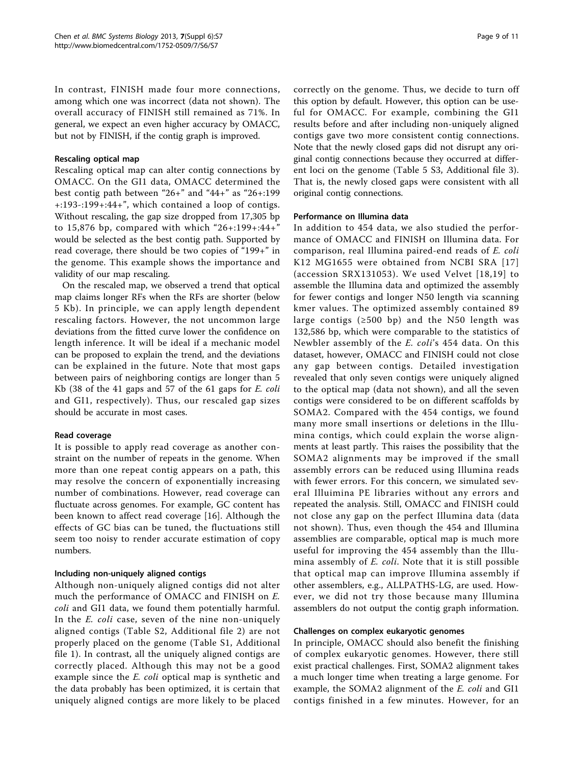In contrast, FINISH made four more connections, among which one was incorrect (data not shown). The overall accuracy of FINISH still remained as 71%. In general, we expect an even higher accuracy by OMACC, but not by FINISH, if the contig graph is improved.

#### Rescaling optical map

Rescaling optical map can alter contig connections by OMACC. On the GI1 data, OMACC determined the best contig path between "26+" and "44+" as "26+:199+:193-:199+:44+", which contained a loop of contigs. Without rescaling, the gap size dropped from 17,305 bp to 15,876 bp, compared with which "26+:199+:44+" would be selected as the best contig path. Supported by read coverage, there should be two copies of "199+" in the genome. This example shows the importance and validity of our map rescaling.

On the rescaled map, we observed a trend that optical map claims longer RFs when the RFs are shorter (below 5 Kb). In principle, we can apply length dependent rescaling factors. However, the not uncommon large deviations from the fitted curve lower the confidence on length inference. It will be ideal if a mechanic model can be proposed to explain the trend, and the deviations can be explained in the future. Note that most gaps between pairs of neighboring contigs are longer than 5 Kb (38 of the 41 gaps and 57 of the 61 gaps for *E. coli* and GI1, respectively). Thus, our rescaled gap sizes should be accurate in most cases.

#### Read coverage

It is possible to apply read coverage as another constraint on the number of repeats in the genome. When more than one repeat contig appears on a path, this may resolve the concern of exponentially increasing number of combinations. However, read coverage can fluctuate across genomes. For example, GC content has been known to affect read coverage [16]. Although the effects of GC bias can be tuned, the fluctuations still seem too noisy to render accurate estimation of copy numbers.

#### Including non-uniquely aligned contigs

Although non-uniquely aligned contigs did not alter much the performance of OMACC and FINISH on *E. coli* and GI1 data, we found them potentially harmful. In the *E. coli* case, seven of the nine non-uniquely aligned contigs (Table S2, Additional file 2) are not properly placed on the genome (Table S1, Additional file 1). In contrast, all the uniquely aligned contigs are correctly placed. Although this may not be a good example since the *E. coli* optical map is synthetic and the data probably has been optimized, it is certain that uniquely aligned contigs are more likely to be placed correctly on the genome. Thus, we decide to turn off this option by default. However, this option can be useful for OMACC. For example, combining the GI1 results before and after including non-uniquely aligned contigs gave two more consistent contig connections. Note that the newly closed gaps did not disrupt any original contig connections because they occurred at different loci on the genome (Table 5 S3, Additional file 3). That is, the newly closed gaps were consistent with all original contig connections.

#### Performance on Illumina data

In addition to 454 data, we also studied the performance of OMACC and FINISH on Illumina data. For comparison, real Illumina paired-end reads of *E. coli* K12 MG1655 were obtained from NCBI SRA [17] (accession SRX131053). We used Velvet [18,19] to assemble the Illumina data and optimized the assembly for fewer contigs and longer N50 length via scanning kmer values. The optimized assembly contained 89 large contigs (≥500 bp) and the N50 length was 132,586 bp, which were comparable to the statistics of Newbler assembly of the *E. coli*'s 454 data. On this dataset, however, OMACC and FINISH could not close any gap between contigs. Detailed investigation revealed that only seven contigs were uniquely aligned to the optical map (data not shown), and all the seven contigs were considered to be on different scaffolds by SOMA2. Compared with the 454 contigs, we found many more small insertions or deletions in the Illumina contigs, which could explain the worse alignments at least partly. This raises the possibility that the SOMA2 alignments may be improved if the small assembly errors can be reduced using Illumina reads with fewer errors. For this concern, we simulated several Illuimina PE libraries without any errors and repeated the analysis. Still, OMACC and FINISH could not close any gap on the perfect Illumina data (data not shown). Thus, even though the 454 and Illumina assemblies are comparable, optical map is much more useful for improving the 454 assembly than the Illumina assembly of *E. coli*. Note that it is still possible that optical map can improve Illumina assembly if other assemblers, e.g., ALLPATHS-LG, are used. However, we did not try those because many Illumina assemblers do not output the contig graph information.

#### Challenges on complex eukaryotic genomes

In principle, OMACC should also benefit the finishing of complex eukaryotic genomes. However, there still exist practical challenges. First, SOMA2 alignment takes a much longer time when treating a large genome. For example, the SOMA2 alignment of the *E. coli* and GI1 contigs finished in a few minutes. However, for an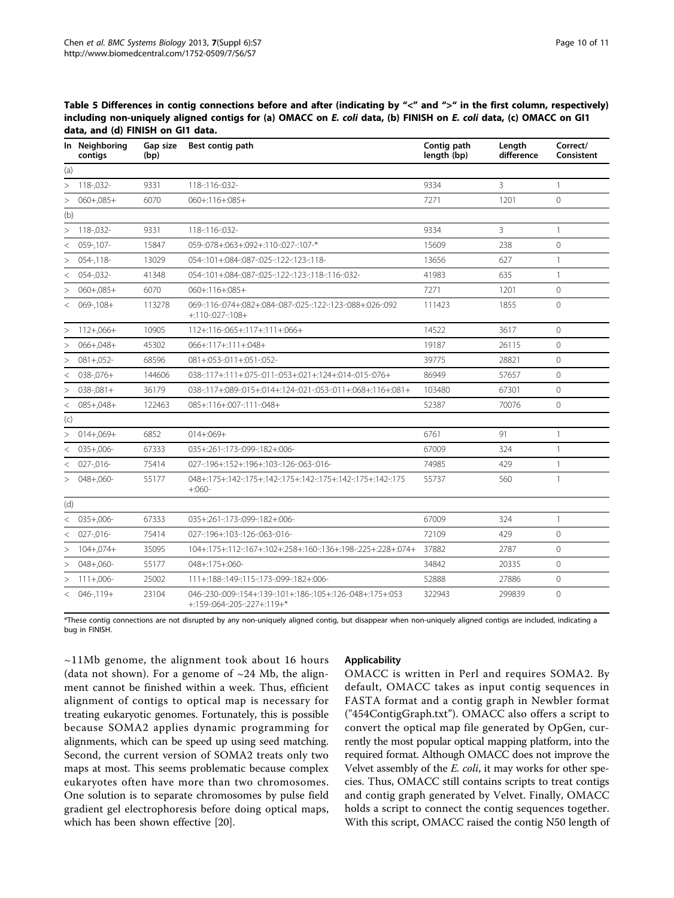**Table 5 Differences in contig connections before and after (indicating by "<" and ">" in the first column, respectively) including non-uniquely aligned contigs for (a) OMACC on *E. coli* data, (b) FINISH on *E. coli* data, (c) OMACC on GI1 data, and (d) FINISH on GI1 data.**

| In | Neighboring contigs | Gap size (bp) | Best contig path | Contig path length (bp) | Length difference | Correct/ Consistent |
|---|---|---|---|---|---|---|
| (a) | | | | | | |
| > | 118-,032- | 9331 | 118-:116-:032- | 9334 | 3 | 1 |
| > | 060+,085+ | 6070 | 060+:116+:085+ | 7271 | 1201 | 0 |
| (b) | | | | | | |
| > | 118-,032- | 9331 | 118-:116-:032- | 9334 | 3 | 1 |
| < | 059-,107- | 15847 | 059-:078+:063+:092+:110-:027-:107-* | 15609 | 238 | 0 |
| > | 054-,118- | 13029 | 054-:101+:084-:087-:025-:122-:123-:118- | 13656 | 627 | 1 |
| < | 054-,032- | 41348 | 054-:101+:084-:087-:025-:122-:123-:118-:116-:032- | 41983 | 635 | 1 |
| > | 060+,085+ | 6070 | 060+:116+:085+ | 7271 | 1201 | 0 |
| < | 069-,108+ | 113278 | 069-:116-:074+:082+:084-:087-:025-:122-:123-:088+:026-:092 +:110-:027-:108+ | 111423 | 1855 | 0 |
| > | 112+,066+ | 10905 | 112+:116-:065+:117+:111+:066+ | 14522 | 3617 | 0 |
| > | 066+,048+ | 45302 | 066+:117+:111+:048+ | 19187 | 26115 | 0 |
| > | 081+,052- | 68596 | 081+:053-:011+:051-:052- | 39775 | 28821 | 0 |
| < | 038-,076+ | 144606 | 038-:117+:111+:075-:011-:053+:021+:124+:014-:015-:076+ | 86949 | 57657 | 0 |
| > | 038-,081+ | 36179 | 038-:117+:089-:015+:014+:124-:021-:053-:011+:068+:116+:081+ | 103480 | 67301 | 0 |
| < | 085+,048+ | 122463 | 085+:116+:007-:111-:048+ | 52387 | 70076 | 0 |
| (c) | | | | | | |
| > | 014+,069+ | 6852 | 014+:069+ | 6761 | 91 | 1 |
| < | 035+,006- | 67333 | 035+:261-:173-:099-:182+:006- | 67009 | 324 | 1 |
| < | 027-,016- | 75414 | 027-:196+:152+:196+:103-:126-:063-:016- | 74985 | 429 | 1 |
| > | 048+,060- | 55177 | 048+:175+:142-:175+:142-:175+:142-:175+:142-:175+:142-:175 +:060- | 55737 | 560 | 1 |
| (d) | | | | | | |
| < | 035+,006- | 67333 | 035+:261-:173-:099-:182+:006- | 67009 | 324 | 1 |
| < | 027-,016- | 75414 | 027-:196+:103-:126-:063-:016- | 72109 | 429 | 0 |
| > | 104+,074+ | 35095 | 104+:175+:112-:167+:102+:258+:160-:136+:198-:225+:228+:074+ | 37882 | 2787 | 0 |
| > | 048+,060- | 55177 | 048+:175+:060- | 34842 | 20335 | 0 |
| > | 111+,006- | 25002 | 111+:188-:149-:115-:173-:099-:182+:006- | 52888 | 27886 | 0 |
| < | 046-,119+ | 23104 | 046-:230-:009-:154+:139-:101+:186-:105+:126-:048+:175+:053 +:159-:064-:205-:227+:119+* | 322943 | 299839 | 0 |

*These contig connections are not disrupted by any non-uniquely aligned contig, but disappear when non-uniquely aligned contigs are included, indicating a bug in FINISH.

~11Mb genome, the alignment took about 16 hours (data not shown). For a genome of ~24 Mb, the alignment cannot be finished within a week. Thus, efficient alignment of contigs to optical map is necessary for treating eukaryotic genomes. Fortunately, this is possible because SOMA2 applies dynamic programming for alignments, which can be speed up using seed matching. Second, the current version of SOMA2 treats only two maps at most. This seems problematic because complex eukaryotes often have more than two chromosomes. One solution is to separate chromosomes by pulse field gradient gel electrophoresis before doing optical maps, which has been shown effective [20].

### Applicability

OMACC is written in Perl and requires SOMA2. By default, OMACC takes as input contig sequences in FASTA format and a contig graph in Newbler format ("454ContigGraph.txt"). OMACC also offers a script to convert the optical map file generated by OpGen, currently the most popular optical mapping platform, into the required format. Although OMACC does not improve the Velvet assembly of the *E. coli*, it may works for other species. Thus, OMACC still contains scripts to treat contigs and contig graph generated by Velvet. Finally, OMACC holds a script to connect the contig sequences together. With this script, OMACC raised the contig N50 length of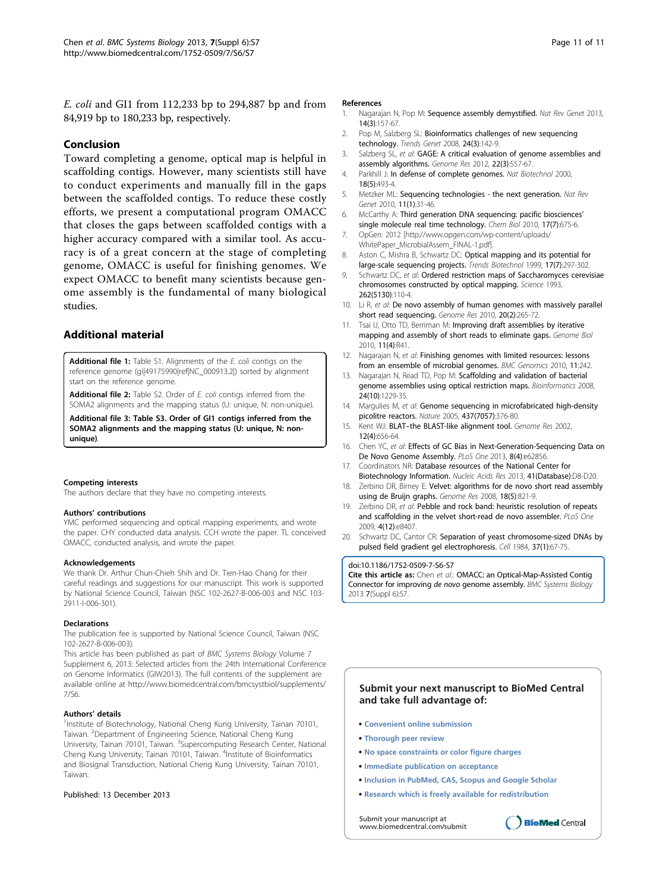*E. coli* and GI1 from 112,233 bp to 294,887 bp and from 84,919 bp to 180,233 bp, respectively.

## Conclusion

Toward completing a genome, optical map is helpful in scaffolding contigs. However, many scientists still have to conduct experiments and manually fill in the gaps between the scaffolded contigs. To reduce these costly efforts, we present a computational program OMACC that closes the gaps between scaffolded contigs with a higher accuracy compared with a similar tool. As accuracy is of a great concern at the stage of completing genome, OMACC is useful for finishing genomes. We expect OMACC to benefit many scientists because genome assembly is the fundamental of many biological studies.

## Additional material

**Additional file 1:** Table S1. Alignments of the *E. coli* contigs on the reference genome (gi|49175990|ref|NC_000913.2|) sorted by alignment start on the reference genome.

**Additional file 2:** Table S2. Order of *E. coli* contigs inferred from the SOMA2 alignments and the mapping status (U: unique, N: non-unique).

**Additional file 3: Table S3. Order of GI1 contigs inferred from the SOMA2 alignments and the mapping status (U: unique, N: non-unique)**.

#### Competing interests

The authors declare that they have no competing interests.

#### Authors' contributions

YMC performed sequencing and optical mapping experiments, and wrote the paper. CHY conducted data analysis. CCH wrote the paper. TL conceived OMACC, conducted analysis, and wrote the paper.

#### Acknowledgements

We thank Dr. Arthur Chun-Chieh Shih and Dr. Tien-Hao Chang for their careful readings and suggestions for our manuscript. This work is supported by National Science Council, Taiwan (NSC 102-2627-B-006-003 and NSC 103-2911-I-006-301).

#### Declarations

The publication fee is supported by National Science Council, Taiwan (NSC 102-2627-B-006-003).

This article has been published as part of *BMC Systems Biology* Volume 7 Supplement 6, 2013: Selected articles from the 24th International Conference on Genome Informatics (GIW2013). The full contents of the supplement are available online at http://www.biomedcentral.com/bmcsystbiol/supplements/7/S6.

#### Authors' details

[1]Institute of Biotechnology, National Cheng Kung University, Tainan 70101, Taiwan. [2]Department of Engineering Science, National Cheng Kung University, Tainan 70101, Taiwan. [3]Supercomputing Research Center, National Cheng Kung University, Tainan 70101, Taiwan. [4]Institute of Bioinformatics and Biosignal Transduction, National Cheng Kung University, Tainan 70101, Taiwan.

Published: 13 December 2013

#### References

1. Nagarajan N, Pop M: **Sequence assembly demystified.** *Nat Rev Genet* 2013, **14(3)**:157-67.
2. Pop M, Salzberg SL: **Bioinformatics challenges of new sequencing technology.** *Trends Genet* 2008, **24(3)**:142-9.
3. Salzberg SL, *et al*: **GAGE: A critical evaluation of genome assemblies and assembly algorithms.** *Genome Res* 2012, **22(3)**:557-67.
4. Parkhill J: **In defense of complete genomes.** *Nat Biotechnol* 2000, **18(5)**:493-4.
5. Metzker ML: **Sequencing technologies - the next generation.** *Nat Rev Genet* 2010, **11(1)**:31-46.
6. McCarthy A: **Third generation DNA sequencing: pacific biosciences' single molecule real time technology.** *Chem Biol* 2010, **17(7)**:675-6.
7. OpGen: 2012 [http://www.opgen.com/wp-content/uploads/WhitePaper_MicrobialAssem_FINAL-1.pdf].
8. Aston C, Mishra B, Schwartz DC: **Optical mapping and its potential for large-scale sequencing projects.** *Trends Biotechnol* 1999, **17(7)**:297-302.
9. Schwartz DC, *et al*: **Ordered restriction maps of Saccharomyces cerevisiae chromosomes constructed by optical mapping.** *Science* 1993, **262(5130)**:110-4.
10. Li R, *et al*: **De novo assembly of human genomes with massively parallel short read sequencing.** *Genome Res* 2010, **20(2)**:265-72.
11. Tsai IJ, Otto TD, Berriman M: **Improving draft assemblies by iterative mapping and assembly of short reads to eliminate gaps.** *Genome Biol* 2010, **11(4)**:R41.
12. Nagarajan N, *et al*: **Finishing genomes with limited resources: lessons from an ensemble of microbial genomes.** *BMC Genomics* 2010, **11**:242.
13. Nagarajan N, Read TD, Pop M: **Scaffolding and validation of bacterial genome assemblies using optical restriction maps.** *Bioinformatics* 2008, **24(10)**:1229-35.
14. Margulies M, *et al*: **Genome sequencing in microfabricated high-density picolitre reactors.** *Nature* 2005, **437(7057)**:376-80.
15. Kent WJ: **BLAT–the BLAST-like alignment tool.** *Genome Res* 2002, **12(4)**:656-64.
16. Chen YC, *et al*: **Effects of GC Bias in Next-Generation-Sequencing Data on De Novo Genome Assembly.** *PLoS One* 2013, **8(4)**:e62856.
17. Coordinators NR: **Database resources of the National Center for Biotechnology Information.** *Nucleic Acids Res* 2013, **41(Database)**:D8-D20.
18. Zerbino DR, Birney E: **Velvet: algorithms for de novo short read assembly using de Bruijn graphs.** *Genome Res* 2008, **18(5)**:821-9.
19. Zerbino DR, *et al*: **Pebble and rock band: heuristic resolution of repeats and scaffolding in the velvet short-read de novo assembler.** *PLoS One* 2009, **4(12)**:e8407.
20. Schwartz DC, Cantor CR: **Separation of yeast chromosome-sized DNAs by pulsed field gradient gel electrophoresis.** *Cell* 1984, **37(1)**:67-75.

doi:10.1186/1752-0509-7-S6-S7

**Cite this article as:** Chen *et al.*: OMACC: an Optical-Map-Assisted Contig Connector for improving *de novo* genome assembly. *BMC Systems Biology* 2013 7(Suppl 6):S7.

**Submit your next manuscript to BioMed Central and take full advantage of:**

- **Convenient online submission**
- **Thorough peer review**
- **No space constraints or color figure charges**
- **Immediate publication on acceptance**
- **Inclusion in PubMed, CAS, Scopus and Google Scholar**
- **Research which is freely available for redistribution**

Submit your manuscript at www.biomedcentral.com/submit

BioMed Central